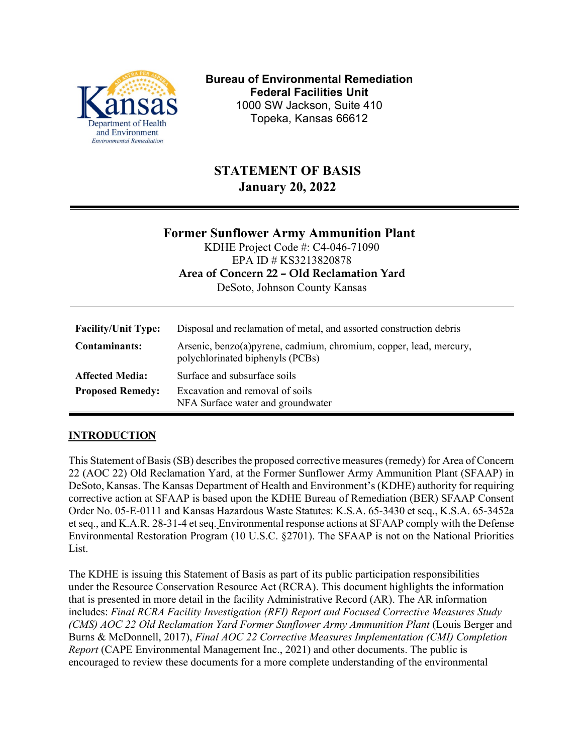**Bureau of Environmental Remediation**
**Federal Facilities Unit**
1000 SW Jackson, Suite 410
Topeka, Kansas 66612

# STATEMENT OF BASIS
**January 20, 2022**

## Former Sunflower Army Ammunition Plant

KDHE Project Code #: C4-046-71090
EPA ID # KS3213820878
**Area of Concern 22 – Old Reclamation Yard**
DeSoto, Johnson County Kansas

| | |
|---|---|
| **Facility/Unit Type:** | Disposal and reclamation of metal, and assorted construction debris |
| **Contaminants:** | Arsenic, benzo(a)pyrene, cadmium, chromium, copper, lead, mercury, polychlorinated biphenyls (PCBs) |
| **Affected Media:** | Surface and subsurface soils |
| **Proposed Remedy:** | Excavation and removal of soils<br>NFA Surface water and groundwater |

## INTRODUCTION

This Statement of Basis (SB) describes the proposed corrective measures (remedy) for Area of Concern 22 (AOC 22) Old Reclamation Yard, at the Former Sunflower Army Ammunition Plant (SFAAP) in DeSoto, Kansas. The Kansas Department of Health and Environment's (KDHE) authority for requiring corrective action at SFAAP is based upon the KDHE Bureau of Remediation (BER) SFAAP Consent Order No. 05-E-0111 and Kansas Hazardous Waste Statutes: K.S.A. 65-3430 et seq., K.S.A. 65-3452a et seq., and K.A.R. 28-31-4 et seq. Environmental response actions at SFAAP comply with the Defense Environmental Restoration Program (10 U.S.C. §2701). The SFAAP is not on the National Priorities List.

The KDHE is issuing this Statement of Basis as part of its public participation responsibilities under the Resource Conservation Resource Act (RCRA). This document highlights the information that is presented in more detail in the facility Administrative Record (AR). The AR information includes: *Final RCRA Facility Investigation (RFI) Report and Focused Corrective Measures Study (CMS) AOC 22 Old Reclamation Yard Former Sunflower Army Ammunition Plant* (Louis Berger and Burns & McDonnell, 2017), *Final AOC 22 Corrective Measures Implementation (CMI) Completion Report* (CAPE Environmental Management Inc., 2021) and other documents. The public is encouraged to review these documents for a more complete understanding of the environmental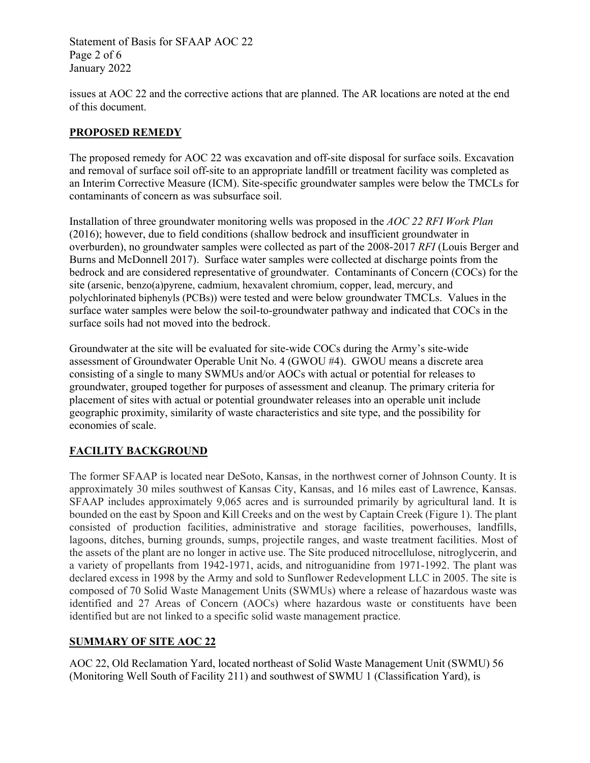issues at AOC 22 and the corrective actions that are planned. The AR locations are noted at the end of this document.

## PROPOSED REMEDY

The proposed remedy for AOC 22 was excavation and off-site disposal for surface soils. Excavation and removal of surface soil off-site to an appropriate landfill or treatment facility was completed as an Interim Corrective Measure (ICM). Site-specific groundwater samples were below the TMCLs for contaminants of concern as was subsurface soil.

Installation of three groundwater monitoring wells was proposed in the *AOC 22 RFI Work Plan* (2016); however, due to field conditions (shallow bedrock and insufficient groundwater in overburden), no groundwater samples were collected as part of the 2008-2017 *RFI* (Louis Berger and Burns and McDonnell 2017). Surface water samples were collected at discharge points from the bedrock and are considered representative of groundwater. Contaminants of Concern (COCs) for the site (arsenic, benzo(a)pyrene, cadmium, hexavalent chromium, copper, lead, mercury, and polychlorinated biphenyls (PCBs)) were tested and were below groundwater TMCLs. Values in the surface water samples were below the soil-to-groundwater pathway and indicated that COCs in the surface soils had not moved into the bedrock.

Groundwater at the site will be evaluated for site-wide COCs during the Army's site-wide assessment of Groundwater Operable Unit No. 4 (GWOU #4). GWOU means a discrete area consisting of a single to many SWMUs and/or AOCs with actual or potential for releases to groundwater, grouped together for purposes of assessment and cleanup. The primary criteria for placement of sites with actual or potential groundwater releases into an operable unit include geographic proximity, similarity of waste characteristics and site type, and the possibility for economies of scale.

## FACILITY BACKGROUND

The former SFAAP is located near DeSoto, Kansas, in the northwest corner of Johnson County. It is approximately 30 miles southwest of Kansas City, Kansas, and 16 miles east of Lawrence, Kansas. SFAAP includes approximately 9,065 acres and is surrounded primarily by agricultural land. It is bounded on the east by Spoon and Kill Creeks and on the west by Captain Creek (Figure 1). The plant consisted of production facilities, administrative and storage facilities, powerhouses, landfills, lagoons, ditches, burning grounds, sumps, projectile ranges, and waste treatment facilities. Most of the assets of the plant are no longer in active use. The Site produced nitrocellulose, nitroglycerin, and a variety of propellants from 1942-1971, acids, and nitroguanidine from 1971-1992. The plant was declared excess in 1998 by the Army and sold to Sunflower Redevelopment LLC in 2005. The site is composed of 70 Solid Waste Management Units (SWMUs) where a release of hazardous waste was identified and 27 Areas of Concern (AOCs) where hazardous waste or constituents have been identified but are not linked to a specific solid waste management practice.

## SUMMARY OF SITE AOC 22

AOC 22, Old Reclamation Yard, located northeast of Solid Waste Management Unit (SWMU) 56 (Monitoring Well South of Facility 211) and southwest of SWMU 1 (Classification Yard), is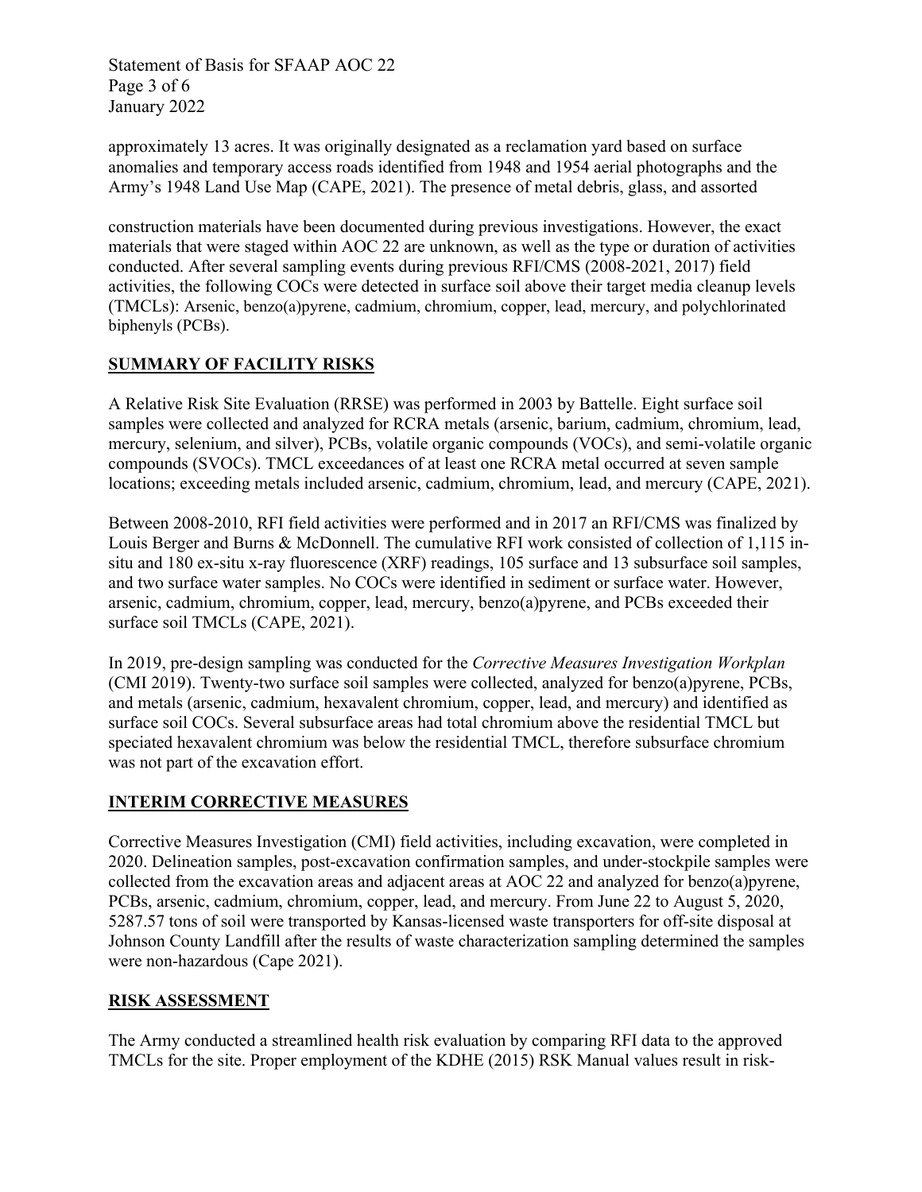approximately 13 acres. It was originally designated as a reclamation yard based on surface anomalies and temporary access roads identified from 1948 and 1954 aerial photographs and the Army's 1948 Land Use Map (CAPE, 2021). The presence of metal debris, glass, and assorted

construction materials have been documented during previous investigations. However, the exact materials that were staged within AOC 22 are unknown, as well as the type or duration of activities conducted. After several sampling events during previous RFI/CMS (2008-2021, 2017) field activities, the following COCs were detected in surface soil above their target media cleanup levels (TMCLs): Arsenic, benzo(a)pyrene, cadmium, chromium, copper, lead, mercury, and polychlorinated biphenyls (PCBs).

## SUMMARY OF FACILITY RISKS

A Relative Risk Site Evaluation (RRSE) was performed in 2003 by Battelle. Eight surface soil samples were collected and analyzed for RCRA metals (arsenic, barium, cadmium, chromium, lead, mercury, selenium, and silver), PCBs, volatile organic compounds (VOCs), and semi-volatile organic compounds (SVOCs). TMCL exceedances of at least one RCRA metal occurred at seven sample locations; exceeding metals included arsenic, cadmium, chromium, lead, and mercury (CAPE, 2021).

Between 2008-2010, RFI field activities were performed and in 2017 an RFI/CMS was finalized by Louis Berger and Burns & McDonnell. The cumulative RFI work consisted of collection of 1,115 in-situ and 180 ex-situ x-ray fluorescence (XRF) readings, 105 surface and 13 subsurface soil samples, and two surface water samples. No COCs were identified in sediment or surface water. However, arsenic, cadmium, chromium, copper, lead, mercury, benzo(a)pyrene, and PCBs exceeded their surface soil TMCLs (CAPE, 2021).

In 2019, pre-design sampling was conducted for the *Corrective Measures Investigation Workplan* (CMI 2019). Twenty-two surface soil samples were collected, analyzed for benzo(a)pyrene, PCBs, and metals (arsenic, cadmium, hexavalent chromium, copper, lead, and mercury) and identified as surface soil COCs. Several subsurface areas had total chromium above the residential TMCL but speciated hexavalent chromium was below the residential TMCL, therefore subsurface chromium was not part of the excavation effort.

## INTERIM CORRECTIVE MEASURES

Corrective Measures Investigation (CMI) field activities, including excavation, were completed in 2020. Delineation samples, post-excavation confirmation samples, and under-stockpile samples were collected from the excavation areas and adjacent areas at AOC 22 and analyzed for benzo(a)pyrene, PCBs, arsenic, cadmium, chromium, copper, lead, and mercury. From June 22 to August 5, 2020, 5287.57 tons of soil were transported by Kansas-licensed waste transporters for off-site disposal at Johnson County Landfill after the results of waste characterization sampling determined the samples were non-hazardous (Cape 2021).

## RISK ASSESSMENT

The Army conducted a streamlined health risk evaluation by comparing RFI data to the approved TMCLs for the site. Proper employment of the KDHE (2015) RSK Manual values result in risk-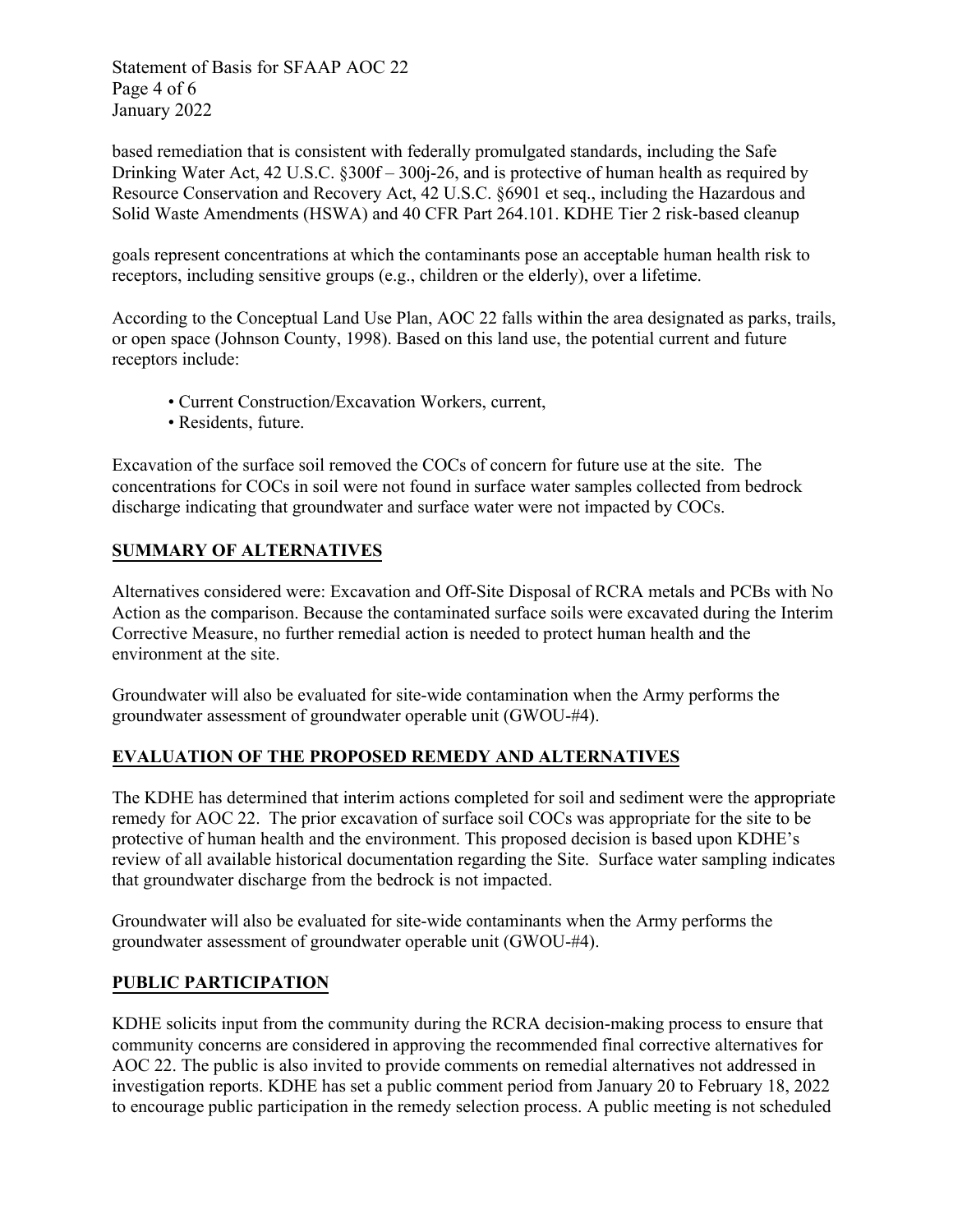based remediation that is consistent with federally promulgated standards, including the Safe Drinking Water Act, 42 U.S.C. §300f – 300j-26, and is protective of human health as required by Resource Conservation and Recovery Act, 42 U.S.C. §6901 et seq., including the Hazardous and Solid Waste Amendments (HSWA) and 40 CFR Part 264.101. KDHE Tier 2 risk-based cleanup

goals represent concentrations at which the contaminants pose an acceptable human health risk to receptors, including sensitive groups (e.g., children or the elderly), over a lifetime.

According to the Conceptual Land Use Plan, AOC 22 falls within the area designated as parks, trails, or open space (Johnson County, 1998). Based on this land use, the potential current and future receptors include:

- Current Construction/Excavation Workers, current,
- Residents, future.

Excavation of the surface soil removed the COCs of concern for future use at the site. The concentrations for COCs in soil were not found in surface water samples collected from bedrock discharge indicating that groundwater and surface water were not impacted by COCs.

## SUMMARY OF ALTERNATIVES

Alternatives considered were: Excavation and Off-Site Disposal of RCRA metals and PCBs with No Action as the comparison. Because the contaminated surface soils were excavated during the Interim Corrective Measure, no further remedial action is needed to protect human health and the environment at the site.

Groundwater will also be evaluated for site-wide contamination when the Army performs the groundwater assessment of groundwater operable unit (GWOU-#4).

## EVALUATION OF THE PROPOSED REMEDY AND ALTERNATIVES

The KDHE has determined that interim actions completed for soil and sediment were the appropriate remedy for AOC 22. The prior excavation of surface soil COCs was appropriate for the site to be protective of human health and the environment. This proposed decision is based upon KDHE's review of all available historical documentation regarding the Site. Surface water sampling indicates that groundwater discharge from the bedrock is not impacted.

Groundwater will also be evaluated for site-wide contaminants when the Army performs the groundwater assessment of groundwater operable unit (GWOU-#4).

## PUBLIC PARTICIPATION

KDHE solicits input from the community during the RCRA decision-making process to ensure that community concerns are considered in approving the recommended final corrective alternatives for AOC 22. The public is also invited to provide comments on remedial alternatives not addressed in investigation reports. KDHE has set a public comment period from January 20 to February 18, 2022 to encourage public participation in the remedy selection process. A public meeting is not scheduled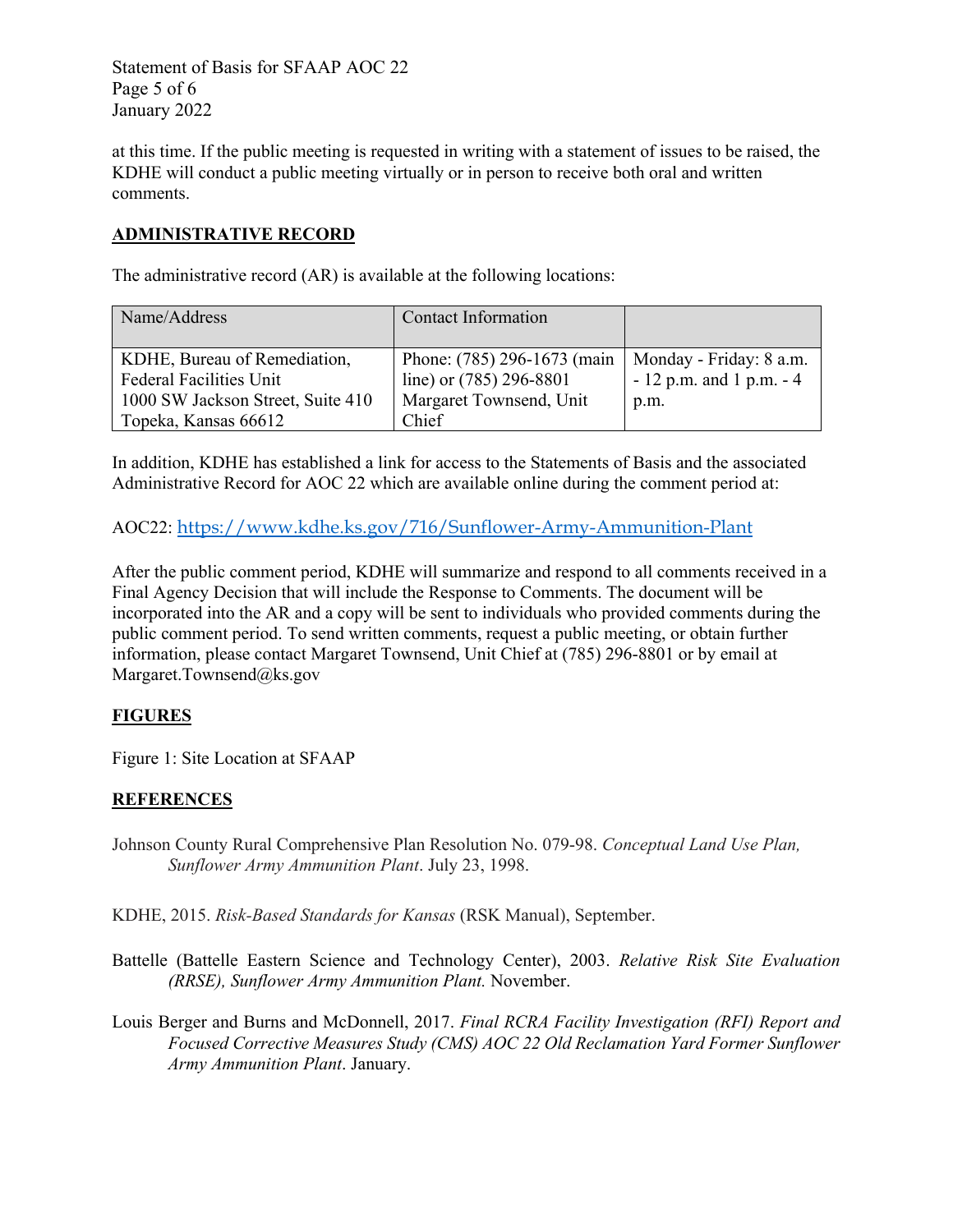at this time. If the public meeting is requested in writing with a statement of issues to be raised, the KDHE will conduct a public meeting virtually or in person to receive both oral and written comments.

## ADMINISTRATIVE RECORD

The administrative record (AR) is available at the following locations:

| Name/Address | Contact Information | |
|---|---|---|
| KDHE, Bureau of Remediation, Federal Facilities Unit 1000 SW Jackson Street, Suite 410 Topeka, Kansas 66612 | Phone: (785) 296-1673 (main line) or (785) 296-8801 Margaret Townsend, Unit Chief | Monday - Friday: 8 a.m. - 12 p.m. and 1 p.m. - 4 p.m. |

In addition, KDHE has established a link for access to the Statements of Basis and the associated Administrative Record for AOC 22 which are available online during the comment period at:

AOC22: https://www.kdhe.ks.gov/716/Sunflower-Army-Ammunition-Plant

After the public comment period, KDHE will summarize and respond to all comments received in a Final Agency Decision that will include the Response to Comments. The document will be incorporated into the AR and a copy will be sent to individuals who provided comments during the public comment period. To send written comments, request a public meeting, or obtain further information, please contact Margaret Townsend, Unit Chief at (785) 296-8801 or by email at Margaret.Townsend@ks.gov

## FIGURES

Figure 1: Site Location at SFAAP

## REFERENCES

Johnson County Rural Comprehensive Plan Resolution No. 079-98. *Conceptual Land Use Plan, Sunflower Army Ammunition Plant*. July 23, 1998.

KDHE, 2015. *Risk-Based Standards for Kansas* (RSK Manual), September.

Battelle (Battelle Eastern Science and Technology Center), 2003. *Relative Risk Site Evaluation (RRSE), Sunflower Army Ammunition Plant.* November.

Louis Berger and Burns and McDonnell, 2017. *Final RCRA Facility Investigation (RFI) Report and Focused Corrective Measures Study (CMS) AOC 22 Old Reclamation Yard Former Sunflower Army Ammunition Plant*. January.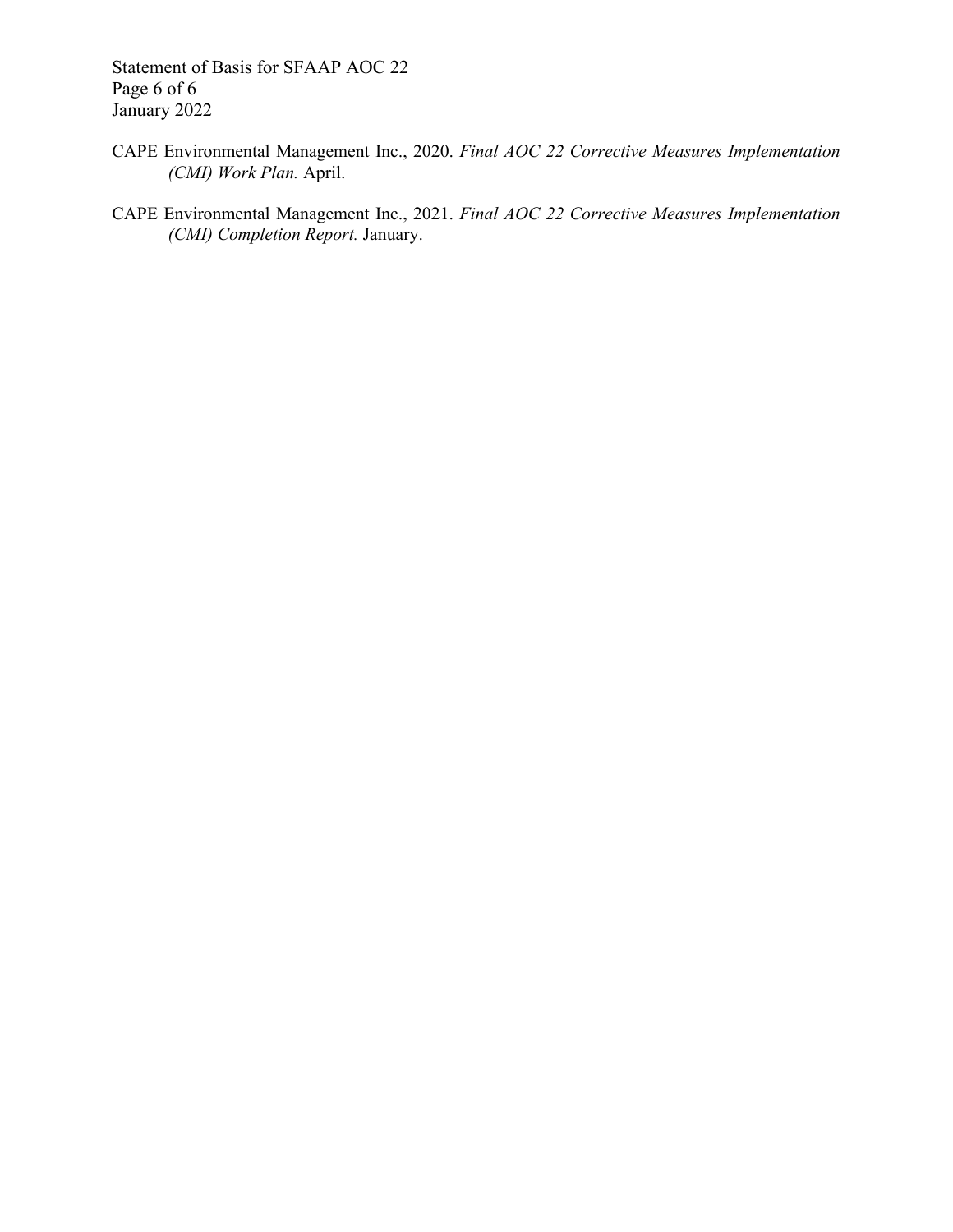CAPE Environmental Management Inc., 2020. *Final AOC 22 Corrective Measures Implementation (CMI) Work Plan.* April.

CAPE Environmental Management Inc., 2021. *Final AOC 22 Corrective Measures Implementation (CMI) Completion Report.* January.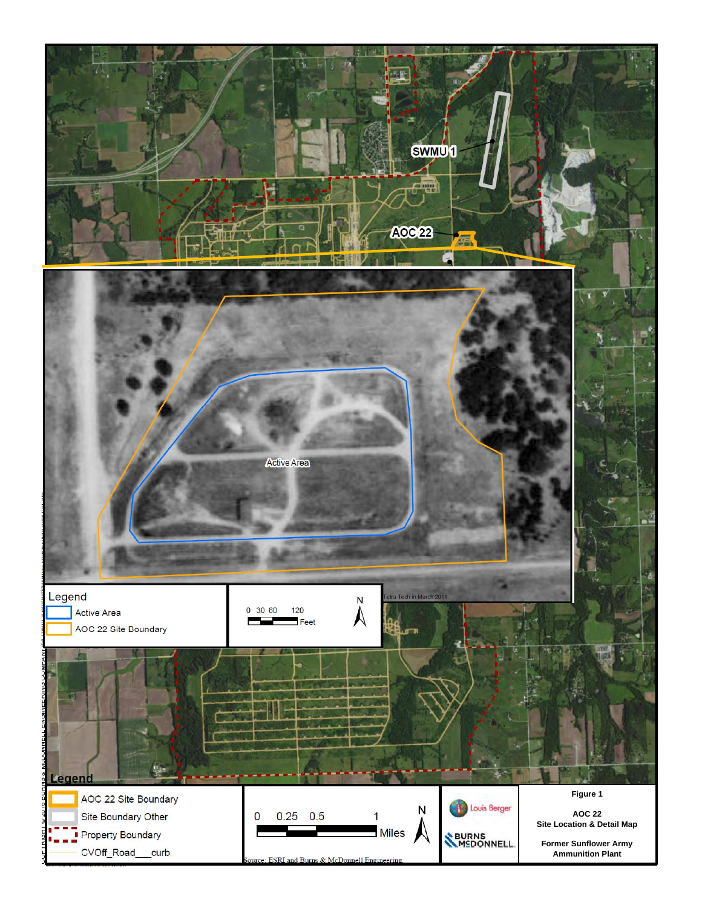SWMU 1

AOC 22

Active Area

Tetra Tech in March 2011

Legend

Active Area

AOC 22 Site Boundary

0 30 60 120 Feet

N

Legend

AOC 22 Site Boundary

Site Boundary Other

Property Boundary

CVOff_Road___curb

0 0.25 0.5 1 Miles

N

Source: ESRI and Burns & McDonnell Engineering

Louis Berger

BURNS McDONNELL

**Figure 1**

**AOC 22**
**Site Location & Detail Map**

**Former Sunflower Army Ammunition Plant**